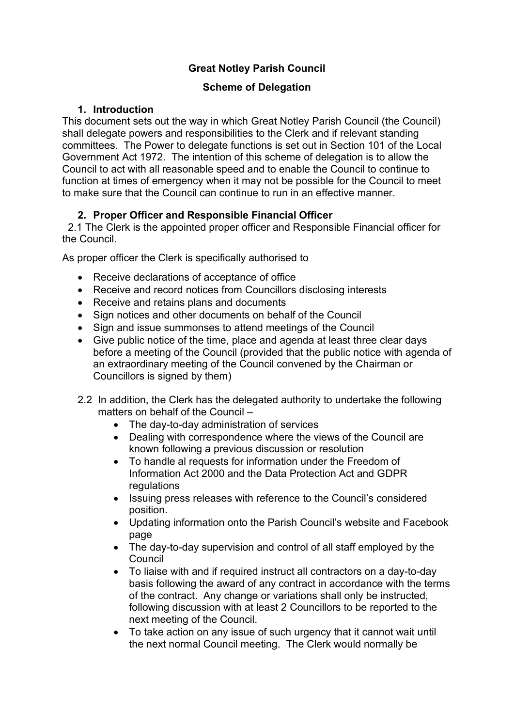**Great Notley Parish Council**

**Scheme of Delegation**

## 1. Introduction

This document sets out the way in which Great Notley Parish Council (the Council) shall delegate powers and responsibilities to the Clerk and if relevant standing committees. The Power to delegate functions is set out in Section 101 of the Local Government Act 1972. The intention of this scheme of delegation is to allow the Council to act with all reasonable speed and to enable the Council to continue to function at times of emergency when it may not be possible for the Council to meet to make sure that the Council can continue to run in an effective manner.

## 2. Proper Officer and Responsible Financial Officer

2.1 The Clerk is the appointed proper officer and Responsible Financial officer for the Council.

As proper officer the Clerk is specifically authorised to

- Receive declarations of acceptance of office
- Receive and record notices from Councillors disclosing interests
- Receive and retains plans and documents
- Sign notices and other documents on behalf of the Council
- Sign and issue summonses to attend meetings of the Council
- Give public notice of the time, place and agenda at least three clear days before a meeting of the Council (provided that the public notice with agenda of an extraordinary meeting of the Council convened by the Chairman or Councillors is signed by them)

2.2 In addition, the Clerk has the delegated authority to undertake the following matters on behalf of the Council –

- The day-to-day administration of services
- Dealing with correspondence where the views of the Council are known following a previous discussion or resolution
- To handle al requests for information under the Freedom of Information Act 2000 and the Data Protection Act and GDPR regulations
- Issuing press releases with reference to the Council's considered position.
- Updating information onto the Parish Council's website and Facebook page
- The day-to-day supervision and control of all staff employed by the Council
- To liaise with and if required instruct all contractors on a day-to-day basis following the award of any contract in accordance with the terms of the contract. Any change or variations shall only be instructed, following discussion with at least 2 Councillors to be reported to the next meeting of the Council.
- To take action on any issue of such urgency that it cannot wait until the next normal Council meeting. The Clerk would normally be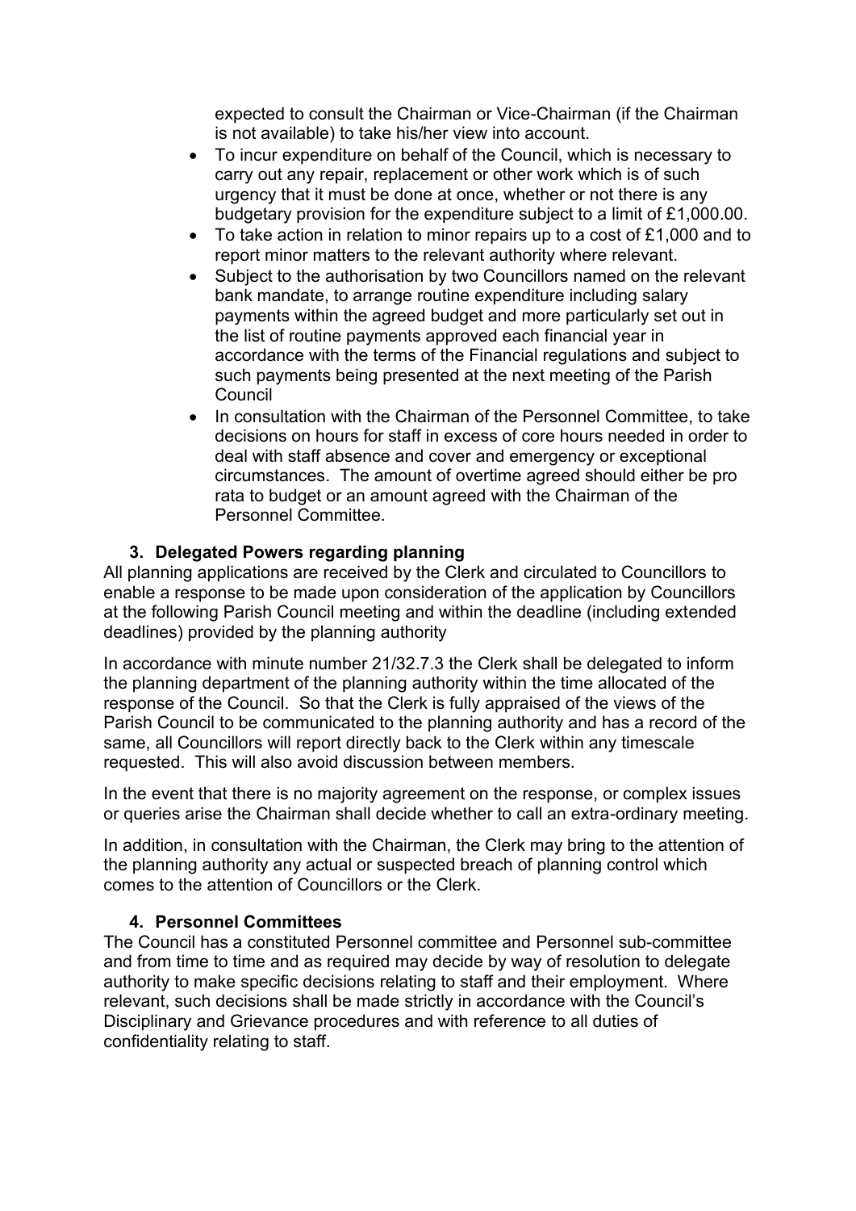expected to consult the Chairman or Vice-Chairman (if the Chairman is not available) to take his/her view into account.

- To incur expenditure on behalf of the Council, which is necessary to carry out any repair, replacement or other work which is of such urgency that it must be done at once, whether or not there is any budgetary provision for the expenditure subject to a limit of £1,000.00.
- To take action in relation to minor repairs up to a cost of £1,000 and to report minor matters to the relevant authority where relevant.
- Subject to the authorisation by two Councillors named on the relevant bank mandate, to arrange routine expenditure including salary payments within the agreed budget and more particularly set out in the list of routine payments approved each financial year in accordance with the terms of the Financial regulations and subject to such payments being presented at the next meeting of the Parish Council
- In consultation with the Chairman of the Personnel Committee, to take decisions on hours for staff in excess of core hours needed in order to deal with staff absence and cover and emergency or exceptional circumstances. The amount of overtime agreed should either be pro rata to budget or an amount agreed with the Chairman of the Personnel Committee.

## 3. Delegated Powers regarding planning

All planning applications are received by the Clerk and circulated to Councillors to enable a response to be made upon consideration of the application by Councillors at the following Parish Council meeting and within the deadline (including extended deadlines) provided by the planning authority

In accordance with minute number 21/32.7.3 the Clerk shall be delegated to inform the planning department of the planning authority within the time allocated of the response of the Council. So that the Clerk is fully appraised of the views of the Parish Council to be communicated to the planning authority and has a record of the same, all Councillors will report directly back to the Clerk within any timescale requested. This will also avoid discussion between members.

In the event that there is no majority agreement on the response, or complex issues or queries arise the Chairman shall decide whether to call an extra-ordinary meeting.

In addition, in consultation with the Chairman, the Clerk may bring to the attention of the planning authority any actual or suspected breach of planning control which comes to the attention of Councillors or the Clerk.

## 4. Personnel Committees

The Council has a constituted Personnel committee and Personnel sub-committee and from time to time and as required may decide by way of resolution to delegate authority to make specific decisions relating to staff and their employment. Where relevant, such decisions shall be made strictly in accordance with the Council's Disciplinary and Grievance procedures and with reference to all duties of confidentiality relating to staff.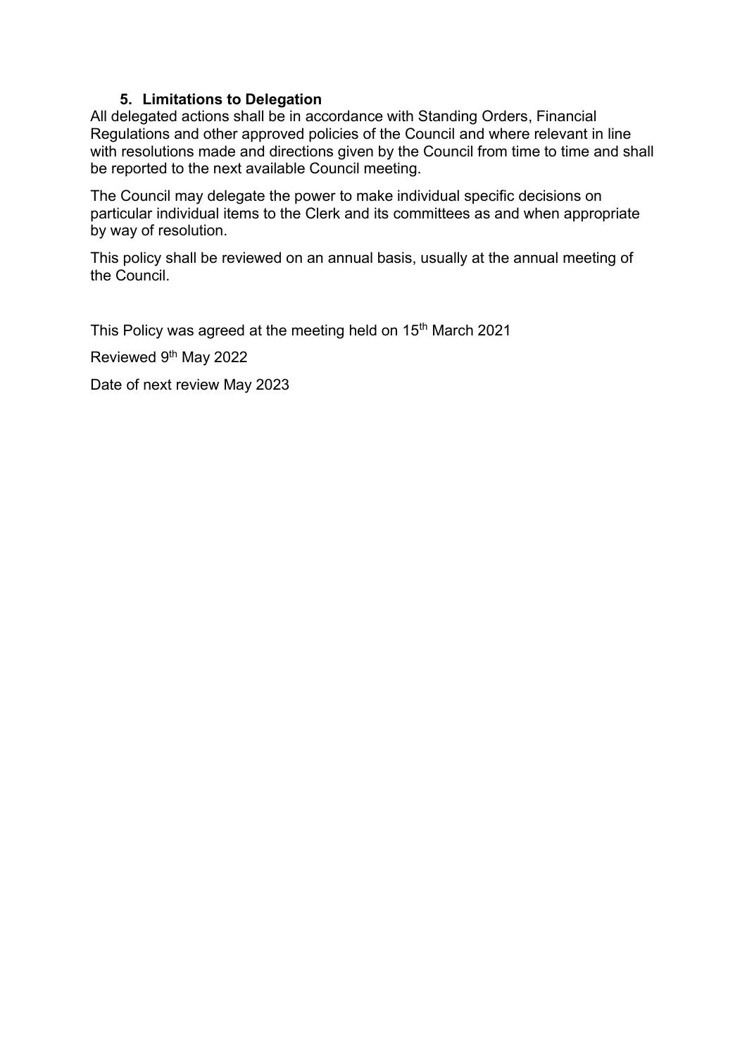## 5. Limitations to Delegation

All delegated actions shall be in accordance with Standing Orders, Financial Regulations and other approved policies of the Council and where relevant in line with resolutions made and directions given by the Council from time to time and shall be reported to the next available Council meeting.

The Council may delegate the power to make individual specific decisions on particular individual items to the Clerk and its committees as and when appropriate by way of resolution.

This policy shall be reviewed on an annual basis, usually at the annual meeting of the Council.

This Policy was agreed at the meeting held on 15th March 2021

Reviewed 9th May 2022

Date of next review May 2023